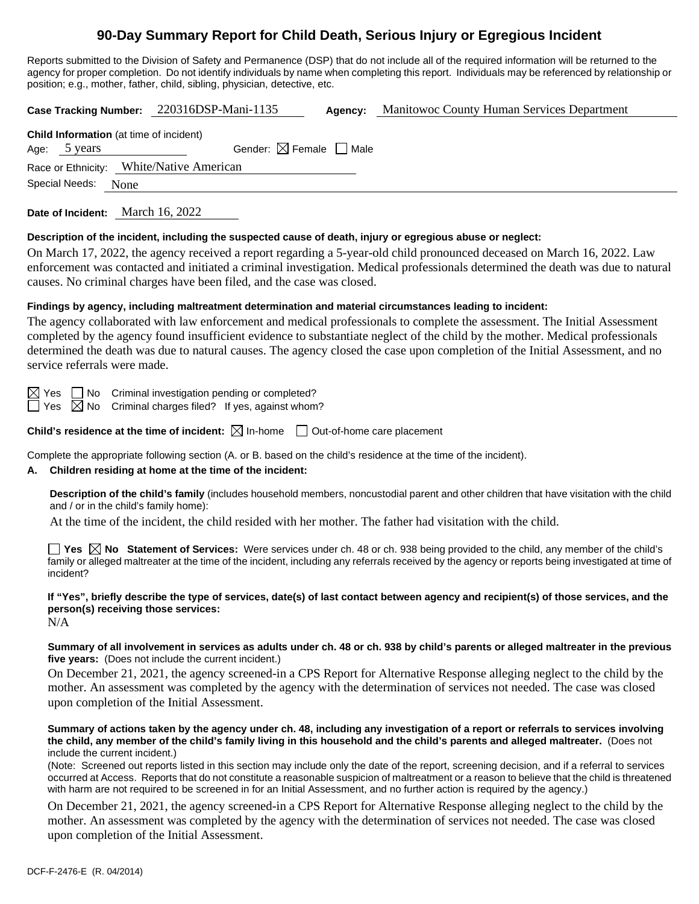# 90-Day Summary Report for Child Death, Serious Injury or Egregious Incident

Reports submitted to the Division of Safety and Permanence (DSP) that do not include all of the required information will be returned to the agency for proper completion. Do not identify individuals by name when completing this report. Individuals may be referenced by relationship or position; e.g., mother, father, child, sibling, physician, detective, etc.

**Case Tracking Number:** 220316DSP-Mani-1135 **Agency:** Manitowoc County Human Services Department

**Child Information** (at time of incident)

Age: 5 years Gender: ☒ Female ☐ Male

Race or Ethnicity: White/Native American

Special Needs: None

**Date of Incident:** March 16, 2022

**Description of the incident, including the suspected cause of death, injury or egregious abuse or neglect:**

On March 17, 2022, the agency received a report regarding a 5-year-old child pronounced deceased on March 16, 2022. Law enforcement was contacted and initiated a criminal investigation. Medical professionals determined the death was due to natural causes. No criminal charges have been filed, and the case was closed.

**Findings by agency, including maltreatment determination and material circumstances leading to incident:**

The agency collaborated with law enforcement and medical professionals to complete the assessment. The Initial Assessment completed by the agency found insufficient evidence to substantiate neglect of the child by the mother. Medical professionals determined the death was due to natural causes. The agency closed the case upon completion of the Initial Assessment, and no service referrals were made.

☒ Yes ☐ No Criminal investigation pending or completed?

☐ Yes ☒ No Criminal charges filed? If yes, against whom?

**Child's residence at the time of incident:** ☒ In-home ☐ Out-of-home care placement

Complete the appropriate following section (A. or B. based on the child's residence at the time of the incident).

**A. Children residing at home at the time of the incident:**

**Description of the child's family** (includes household members, noncustodial parent and other children that have visitation with the child and / or in the child's family home):

At the time of the incident, the child resided with her mother. The father had visitation with the child.

☐ **Yes** ☒ **No Statement of Services:** Were services under ch. 48 or ch. 938 being provided to the child, any member of the child's family or alleged maltreater at the time of the incident, including any referrals received by the agency or reports being investigated at time of incident?

**If "Yes", briefly describe the type of services, date(s) of last contact between agency and recipient(s) of those services, and the person(s) receiving those services:**

N/A

**Summary of all involvement in services as adults under ch. 48 or ch. 938 by child's parents or alleged maltreater in the previous five years:** (Does not include the current incident.)

On December 21, 2021, the agency screened-in a CPS Report for Alternative Response alleging neglect to the child by the mother. An assessment was completed by the agency with the determination of services not needed. The case was closed upon completion of the Initial Assessment.

**Summary of actions taken by the agency under ch. 48, including any investigation of a report or referrals to services involving the child, any member of the child's family living in this household and the child's parents and alleged maltreater.** (Does not include the current incident.)

(Note: Screened out reports listed in this section may include only the date of the report, screening decision, and if a referral to services occurred at Access. Reports that do not constitute a reasonable suspicion of maltreatment or a reason to believe that the child is threatened with harm are not required to be screened in for an Initial Assessment, and no further action is required by the agency.)

On December 21, 2021, the agency screened-in a CPS Report for Alternative Response alleging neglect to the child by the mother. An assessment was completed by the agency with the determination of services not needed. The case was closed upon completion of the Initial Assessment.

DCF-F-2476-E (R. 04/2014)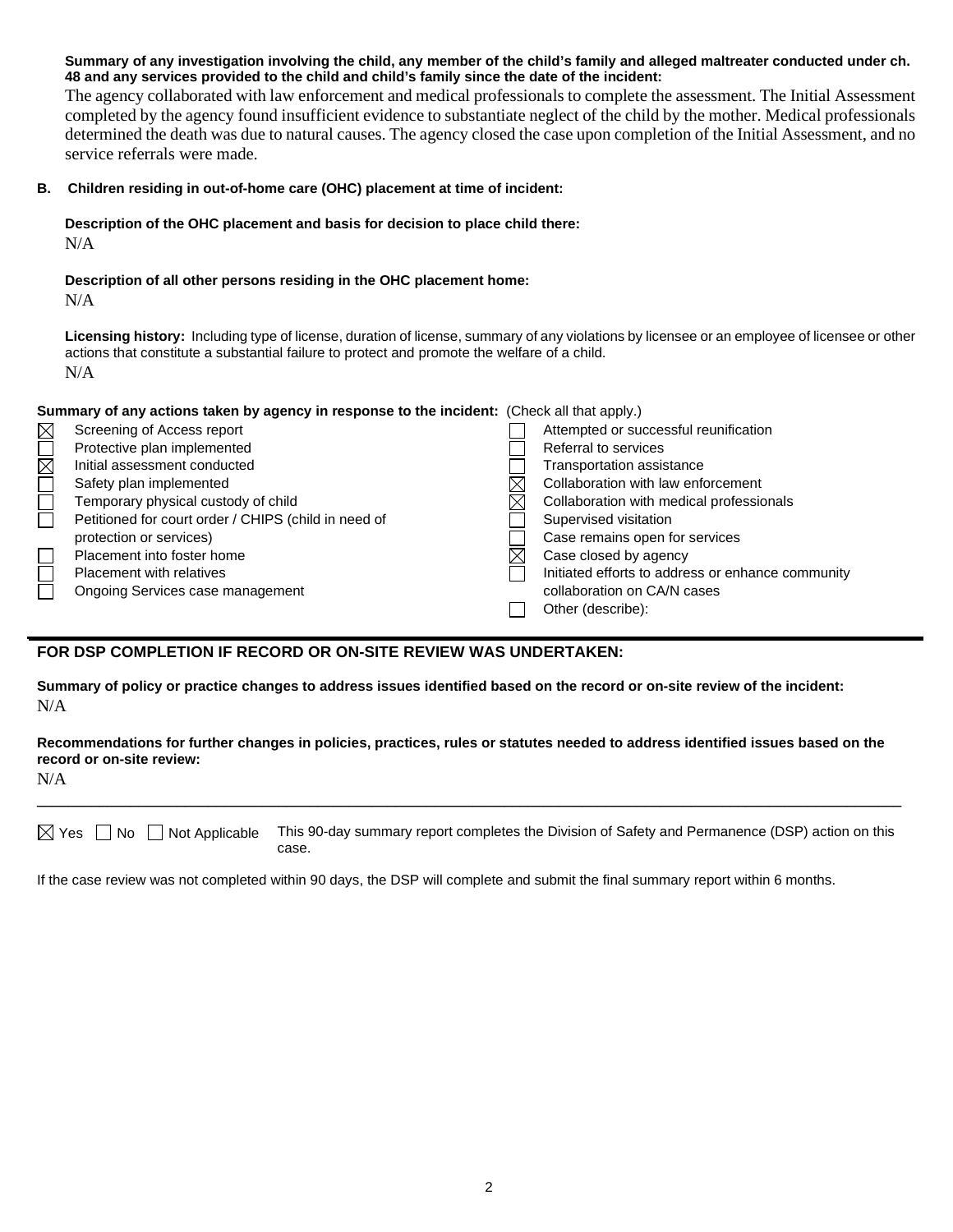**Summary of any investigation involving the child, any member of the child's family and alleged maltreater conducted under ch. 48 and any services provided to the child and child's family since the date of the incident:**

The agency collaborated with law enforcement and medical professionals to complete the assessment. The Initial Assessment completed by the agency found insufficient evidence to substantiate neglect of the child by the mother. Medical professionals determined the death was due to natural causes. The agency closed the case upon completion of the Initial Assessment, and no service referrals were made.

**B. Children residing in out-of-home care (OHC) placement at time of incident:**

**Description of the OHC placement and basis for decision to place child there:**

N/A

**Description of all other persons residing in the OHC placement home:**

N/A

**Licensing history:** Including type of license, duration of license, summary of any violations by licensee or an employee of licensee or other actions that constitute a substantial failure to protect and promote the welfare of a child.

N/A

**Summary of any actions taken by agency in response to the incident:** (Check all that apply.)

- ☒ Screening of Access report
- ☐ Protective plan implemented
- ☒ Initial assessment conducted
- ☐ Safety plan implemented
- ☐ Temporary physical custody of child
- ☐ Petitioned for court order / CHIPS (child in need of protection or services)
- ☐ Placement into foster home
- ☐ Placement with relatives
- ☐ Ongoing Services case management
- ☐ Attempted or successful reunification
- ☐ Referral to services
- ☐ Transportation assistance
- ☒ Collaboration with law enforcement
- ☒ Collaboration with medical professionals
- ☐ Supervised visitation
- ☐ Case remains open for services
- ☒ Case closed by agency
- ☐ Initiated efforts to address or enhance community collaboration on CA/N cases
- ☐ Other (describe):

## FOR DSP COMPLETION IF RECORD OR ON-SITE REVIEW WAS UNDERTAKEN:

**Summary of policy or practice changes to address issues identified based on the record or on-site review of the incident:**

N/A

**Recommendations for further changes in policies, practices, rules or statutes needed to address identified issues based on the record or on-site review:**

N/A

---

☒ Yes ☐ No ☐ Not Applicable This 90-day summary report completes the Division of Safety and Permanence (DSP) action on this case.

If the case review was not completed within 90 days, the DSP will complete and submit the final summary report within 6 months.